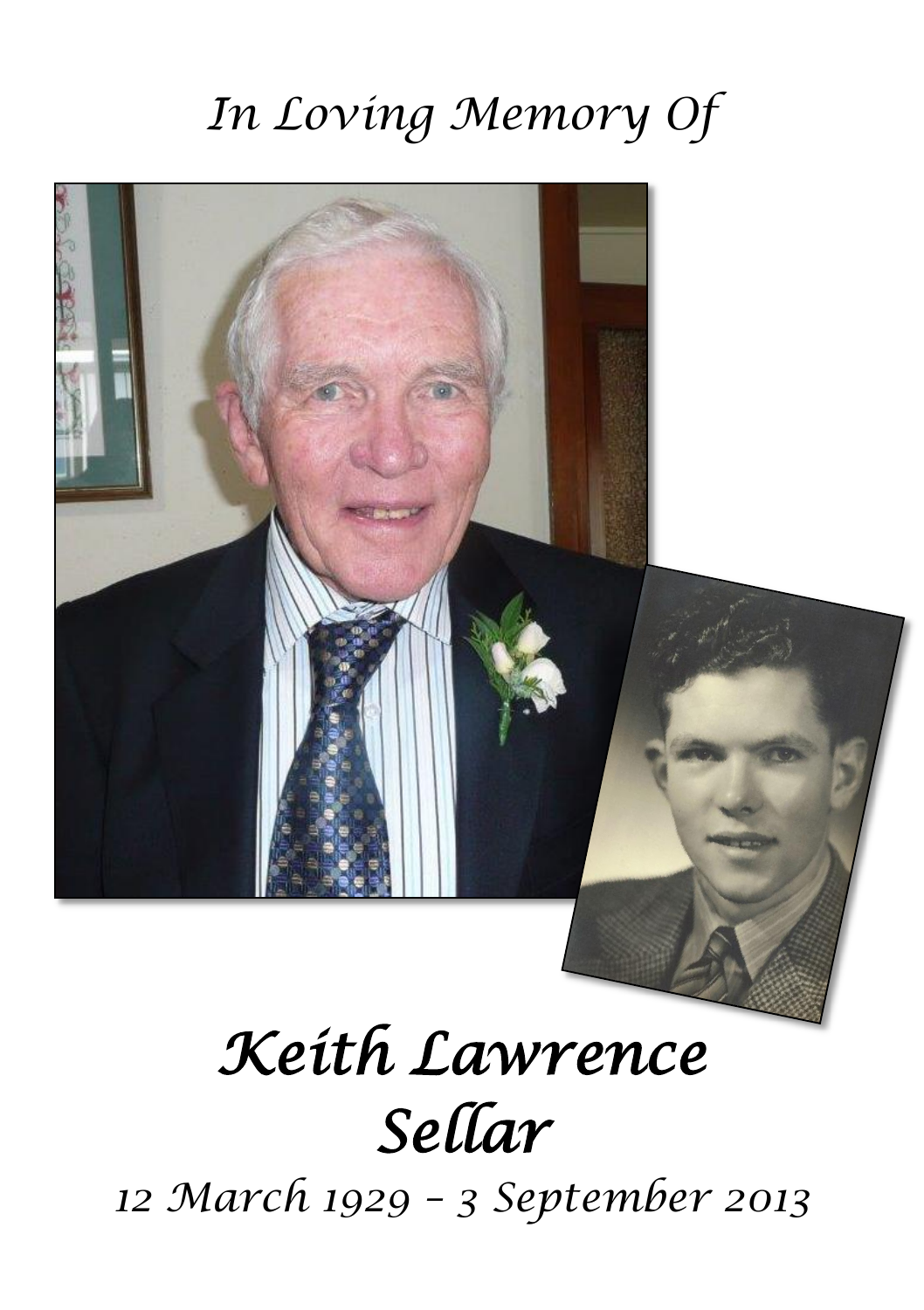*In Loving Memory Of*

# *Keith Lawrence Sellar*

*12 March 1929 – 3 September 2013*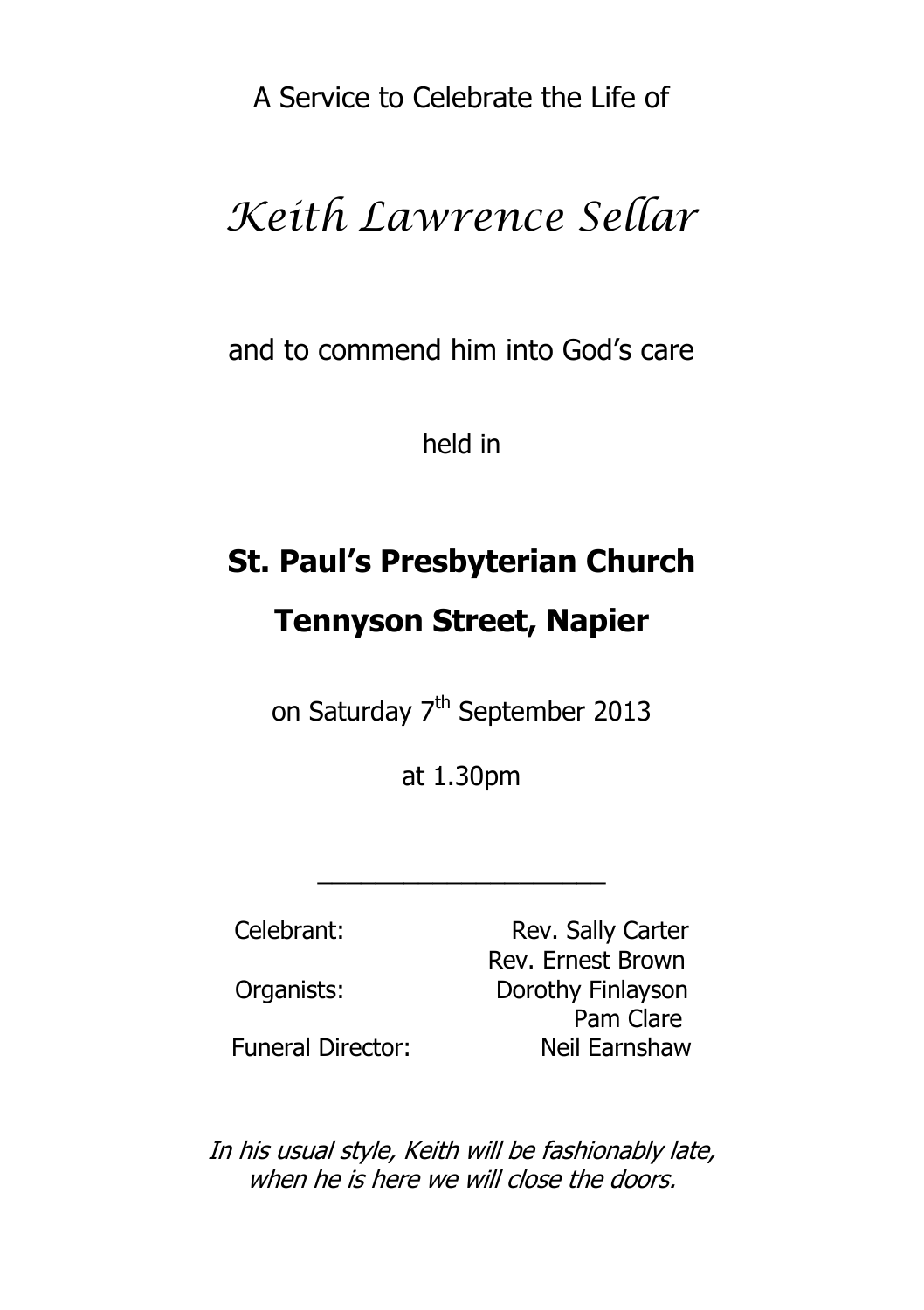A Service to Celebrate the Life of

# *Keith Lawrence Sellar*

and to commend him into God's care

held in

## **St. Paul's Presbyterian Church**

## **Tennyson Street, Napier**

on Saturday 7th September 2013

at 1.30pm

---

| | |
|---|---|
| Celebrant: | Rev. Sally Carter |
| | Rev. Ernest Brown |
| Organists: | Dorothy Finlayson |
| | Pam Clare |
| Funeral Director: | Neil Earnshaw |

*In his usual style, Keith will be fashionably late, when he is here we will close the doors.*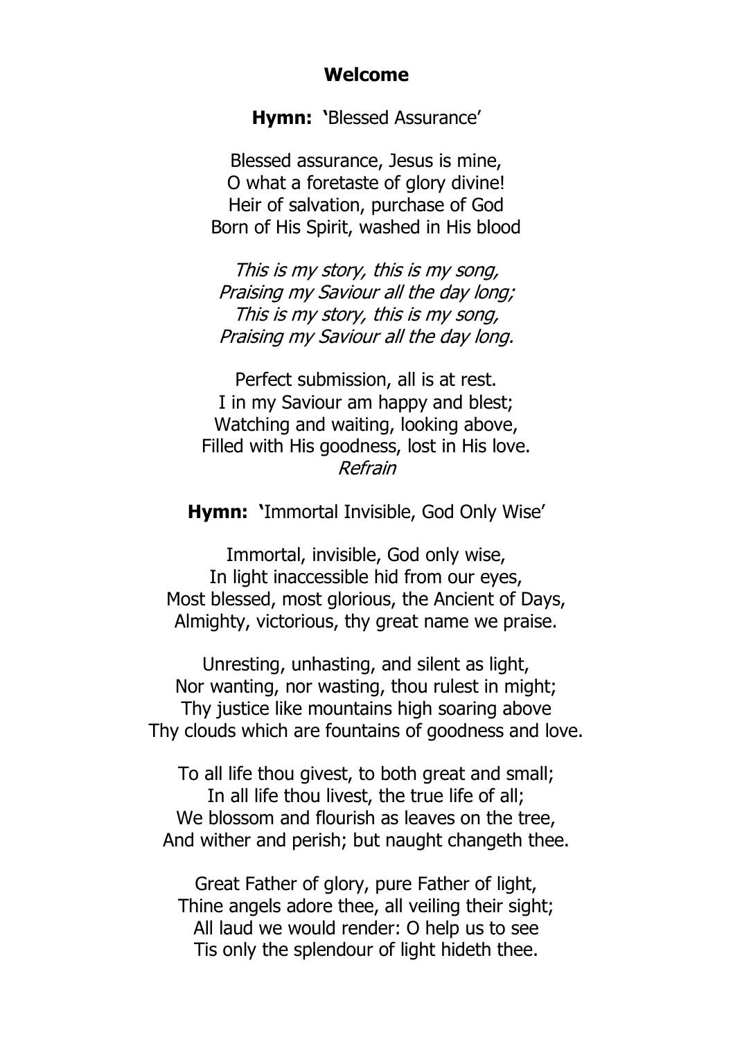**Welcome**

**Hymn: '**Blessed Assurance'

Blessed assurance, Jesus is mine,
O what a foretaste of glory divine!
Heir of salvation, purchase of God
Born of His Spirit, washed in His blood

*This is my story, this is my song,*
*Praising my Saviour all the day long;*
*This is my story, this is my song,*
*Praising my Saviour all the day long.*

Perfect submission, all is at rest.
I in my Saviour am happy and blest;
Watching and waiting, looking above,
Filled with His goodness, lost in His love.
*Refrain*

**Hymn: '**Immortal Invisible, God Only Wise'

Immortal, invisible, God only wise,
In light inaccessible hid from our eyes,
Most blessed, most glorious, the Ancient of Days,
Almighty, victorious, thy great name we praise.

Unresting, unhasting, and silent as light,
Nor wanting, nor wasting, thou rulest in might;
Thy justice like mountains high soaring above
Thy clouds which are fountains of goodness and love.

To all life thou givest, to both great and small;
In all life thou livest, the true life of all;
We blossom and flourish as leaves on the tree,
And wither and perish; but naught changeth thee.

Great Father of glory, pure Father of light,
Thine angels adore thee, all veiling their sight;
All laud we would render: O help us to see
Tis only the splendour of light hideth thee.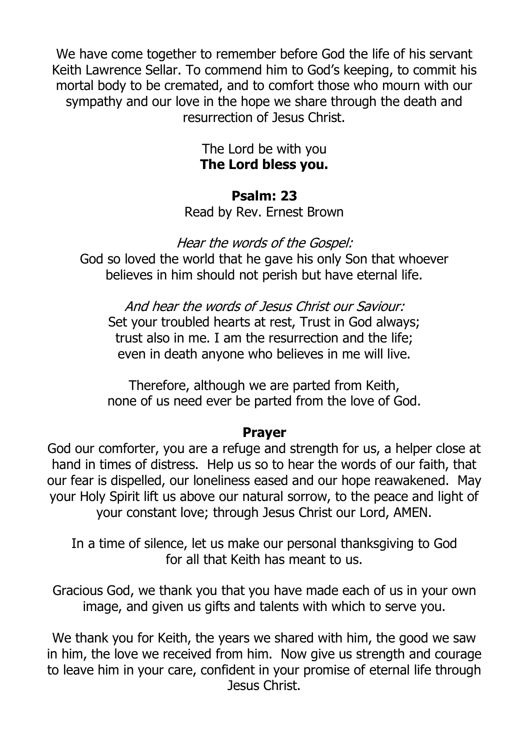We have come together to remember before God the life of his servant Keith Lawrence Sellar. To commend him to God's keeping, to commit his mortal body to be cremated, and to comfort those who mourn with our sympathy and our love in the hope we share through the death and resurrection of Jesus Christ.

The Lord be with you
**The Lord bless you.**

**Psalm: 23**
Read by Rev. Ernest Brown

*Hear the words of the Gospel:*
God so loved the world that he gave his only Son that whoever believes in him should not perish but have eternal life.

*And hear the words of Jesus Christ our Saviour:*
Set your troubled hearts at rest, Trust in God always; trust also in me. I am the resurrection and the life; even in death anyone who believes in me will live.

Therefore, although we are parted from Keith, none of us need ever be parted from the love of God.

**Prayer**

God our comforter, you are a refuge and strength for us, a helper close at hand in times of distress. Help us so to hear the words of our faith, that our fear is dispelled, our loneliness eased and our hope reawakened. May your Holy Spirit lift us above our natural sorrow, to the peace and light of your constant love; through Jesus Christ our Lord, AMEN.

In a time of silence, let us make our personal thanksgiving to God for all that Keith has meant to us.

Gracious God, we thank you that you have made each of us in your own image, and given us gifts and talents with which to serve you.

We thank you for Keith, the years we shared with him, the good we saw in him, the love we received from him. Now give us strength and courage to leave him in your care, confident in your promise of eternal life through Jesus Christ.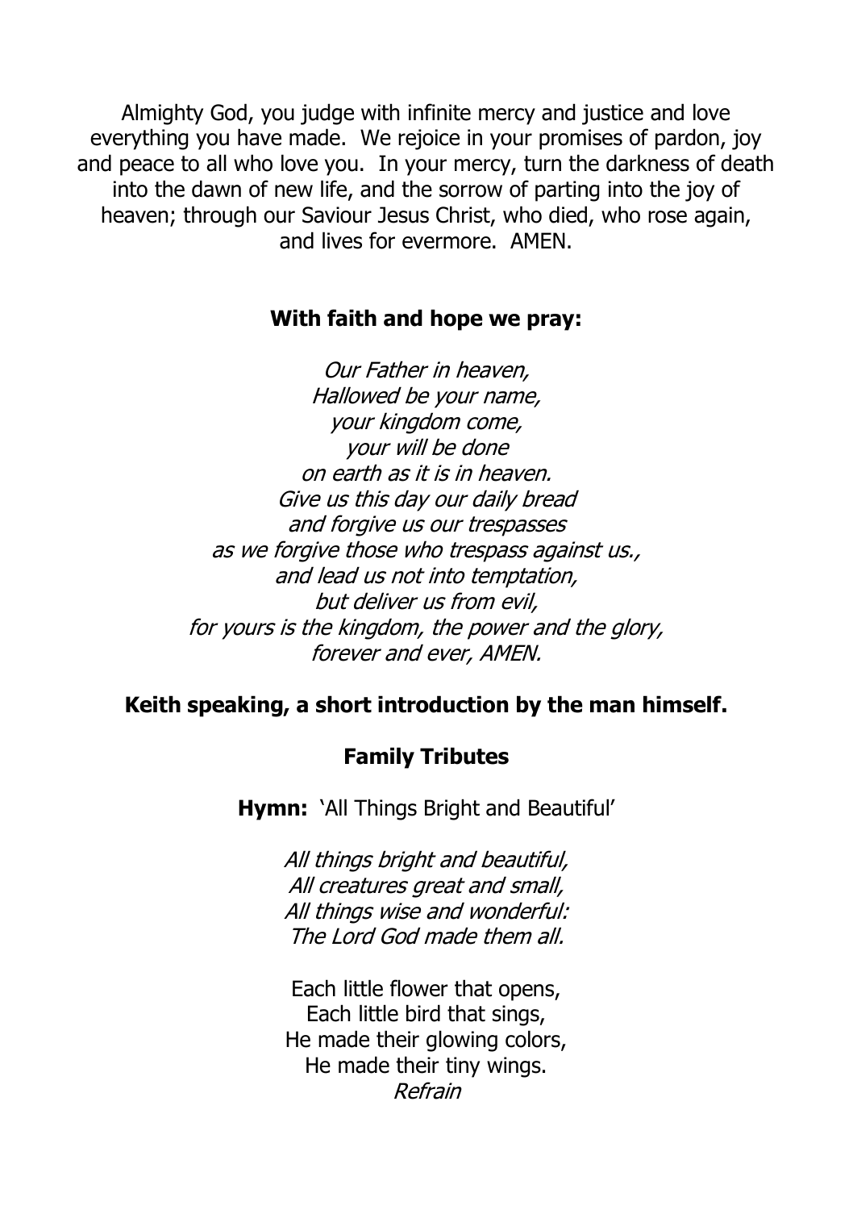Almighty God, you judge with infinite mercy and justice and love everything you have made. We rejoice in your promises of pardon, joy and peace to all who love you. In your mercy, turn the darkness of death into the dawn of new life, and the sorrow of parting into the joy of heaven; through our Saviour Jesus Christ, who died, who rose again, and lives for evermore. AMEN.

**With faith and hope we pray:**

*Our Father in heaven,*
*Hallowed be your name,*
*your kingdom come,*
*your will be done*
*on earth as it is in heaven.*
*Give us this day our daily bread*
*and forgive us our trespasses*
*as we forgive those who trespass against us.,*
*and lead us not into temptation,*
*but deliver us from evil,*
*for yours is the kingdom, the power and the glory,*
*forever and ever, AMEN.*

**Keith speaking, a short introduction by the man himself.**

**Family Tributes**

**Hymn:** 'All Things Bright and Beautiful'

*All things bright and beautiful,*
*All creatures great and small,*
*All things wise and wonderful:*
*The Lord God made them all.*

Each little flower that opens,
Each little bird that sings,
He made their glowing colors,
He made their tiny wings.
*Refrain*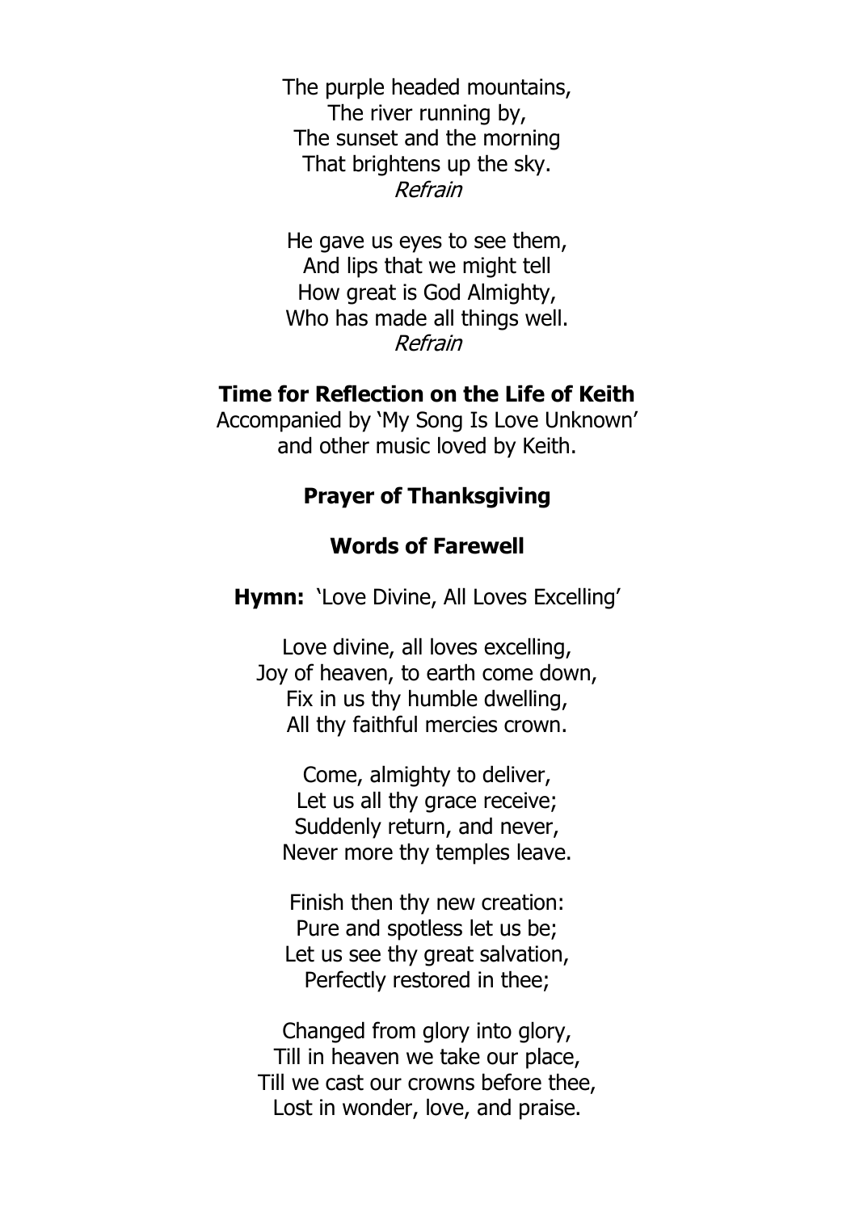The purple headed mountains,
The river running by,
The sunset and the morning
That brightens up the sky.
*Refrain*

He gave us eyes to see them,
And lips that we might tell
How great is God Almighty,
Who has made all things well.
*Refrain*

**Time for Reflection on the Life of Keith**

Accompanied by 'My Song Is Love Unknown'
and other music loved by Keith.

**Prayer of Thanksgiving**

**Words of Farewell**

**Hymn:** 'Love Divine, All Loves Excelling'

Love divine, all loves excelling,
Joy of heaven, to earth come down,
Fix in us thy humble dwelling,
All thy faithful mercies crown.

Come, almighty to deliver,
Let us all thy grace receive;
Suddenly return, and never,
Never more thy temples leave.

Finish then thy new creation:
Pure and spotless let us be;
Let us see thy great salvation,
Perfectly restored in thee;

Changed from glory into glory,
Till in heaven we take our place,
Till we cast our crowns before thee,
Lost in wonder, love, and praise.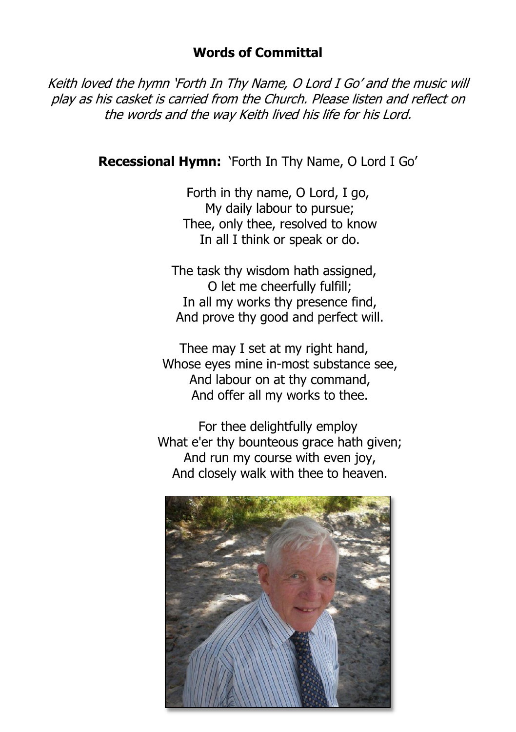## Words of Committal

*Keith loved the hymn 'Forth In Thy Name, O Lord I Go' and the music will play as his casket is carried from the Church. Please listen and reflect on the words and the way Keith lived his life for his Lord.*

**Recessional Hymn:** 'Forth In Thy Name, O Lord I Go'

Forth in thy name, O Lord, I go,
My daily labour to pursue;
Thee, only thee, resolved to know
In all I think or speak or do.

The task thy wisdom hath assigned,
O let me cheerfully fulfill;
In all my works thy presence find,
And prove thy good and perfect will.

Thee may I set at my right hand,
Whose eyes mine in-most substance see,
And labour on at thy command,
And offer all my works to thee.

For thee delightfully employ
What e'er thy bounteous grace hath given;
And run my course with even joy,
And closely walk with thee to heaven.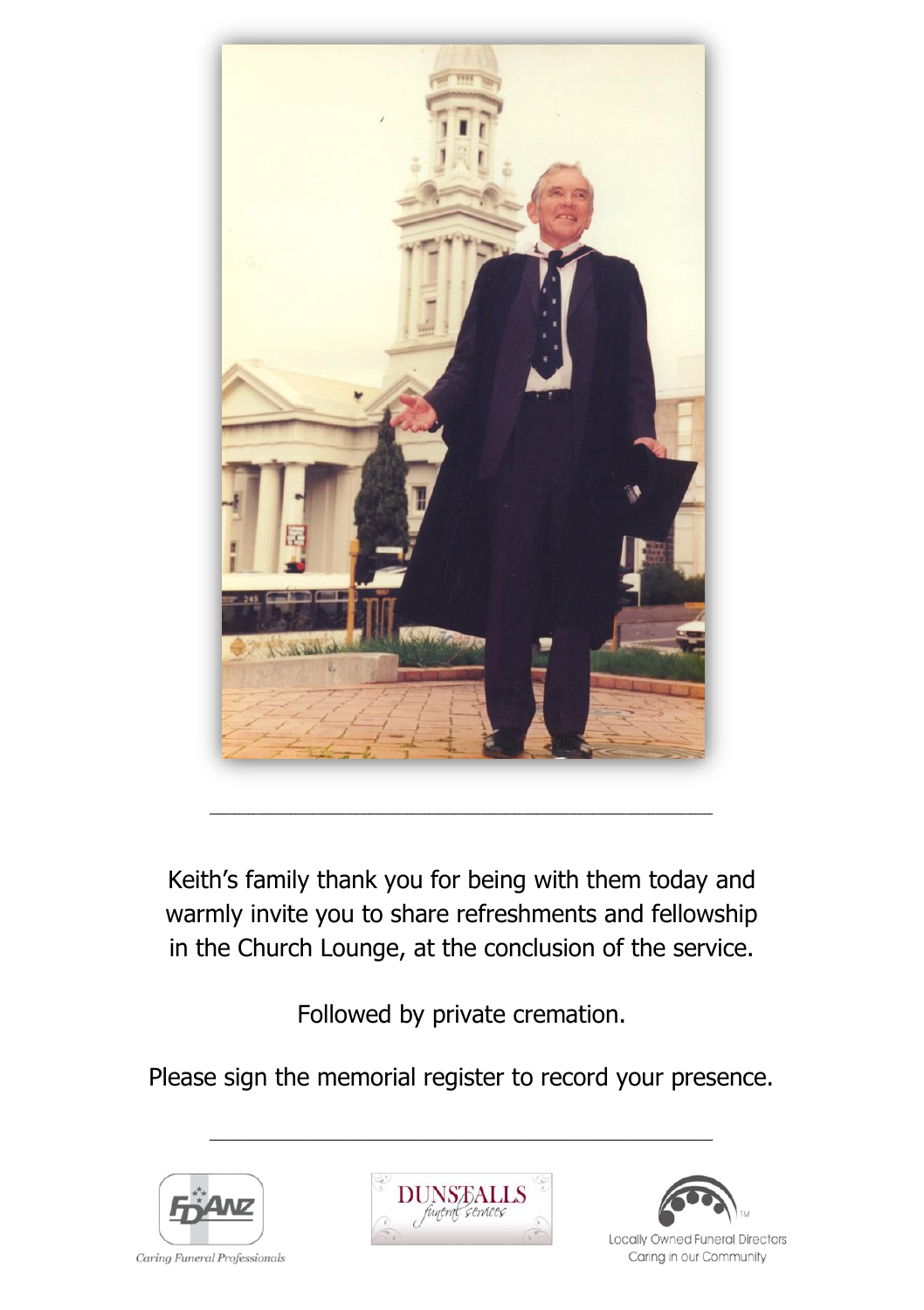Keith's family thank you for being with them today and warmly invite you to share refreshments and fellowship in the Church Lounge, at the conclusion of the service.

Followed by private cremation.

Please sign the memorial register to record your presence.

FDANZ

*Caring Funeral Professionals*

DUNSTALLS

*funeral services*

Locally Owned Funeral Directors
Caring in our Community